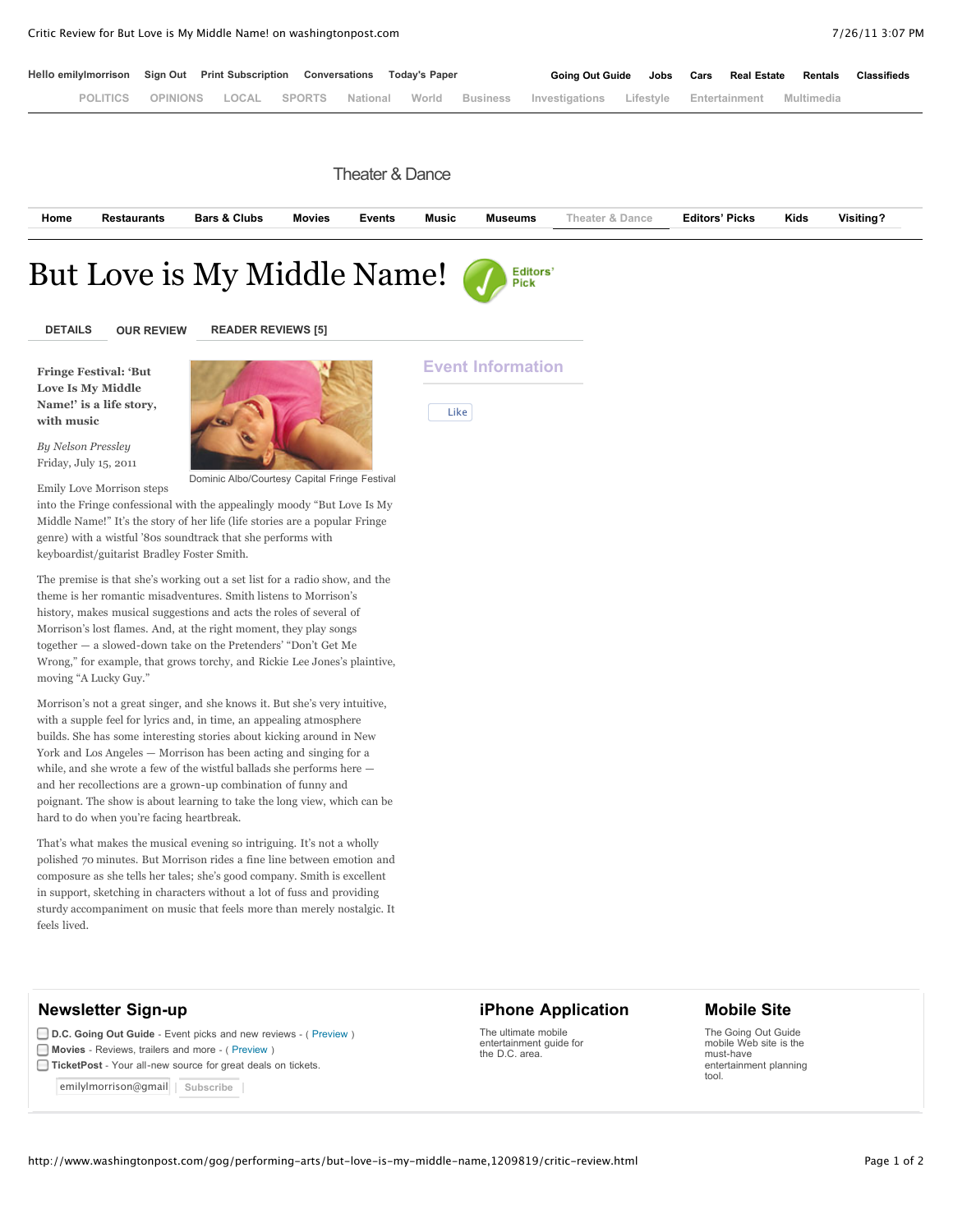Hello emilylmorrison | Sign Out | Print Subscription | Conversations | Today's Paper | Going Out Guide | Jobs | Cars | Real Estate | Rentals | Classifieds

POLITICS | OPINIONS | LOCAL | SPORTS | National | World | Business | Investigations | Lifestyle | Entertainment | Multimedia

Theater & Dance

Home | Restaurants | Bars & Clubs | Movies | Events | Music | Museums | Theater & Dance | Editors' Picks | Kids | Visiting?

# But Love is My Middle Name!

Editors' Pick

DETAILS | OUR REVIEW | READER REVIEWS [5]

**Fringe Festival: 'But Love Is My Middle Name!' is a life story, with music**

*By Nelson Pressley*
Friday, July 15, 2011

Dominic Albo/Courtesy Capital Fringe Festival

Emily Love Morrison steps into the Fringe confessional with the appealingly moody "But Love Is My Middle Name!" It's the story of her life (life stories are a popular Fringe genre) with a wistful '80s soundtrack that she performs with keyboardist/guitarist Bradley Foster Smith.

The premise is that she's working out a set list for a radio show, and the theme is her romantic misadventures. Smith listens to Morrison's history, makes musical suggestions and acts the roles of several of Morrison's lost flames. And, at the right moment, they play songs together — a slowed-down take on the Pretenders' "Don't Get Me Wrong," for example, that grows torchy, and Rickie Lee Jones's plaintive, moving "A Lucky Guy."

Morrison's not a great singer, and she knows it. But she's very intuitive, with a supple feel for lyrics and, in time, an appealing atmosphere builds. She has some interesting stories about kicking around in New York and Los Angeles — Morrison has been acting and singing for a while, and she wrote a few of the wistful ballads she performs here — and her recollections are a grown-up combination of funny and poignant. The show is about learning to take the long view, which can be hard to do when you're facing heartbreak.

That's what makes the musical evening so intriguing. It's not a wholly polished 70 minutes. But Morrison rides a fine line between emotion and composure as she tells her tales; she's good company. Smith is excellent in support, sketching in characters without a lot of fuss and providing sturdy accompaniment on music that feels more than merely nostalgic. It feels lived.

## Event Information

Like

## Newsletter Sign-up

- **D.C. Going Out Guide** - Event picks and new reviews - ( Preview )
- **Movies** - Reviews, trailers and more - ( Preview )
- **TicketPost** - Your all-new source for great deals on tickets.

emilylmorrison@gmail | Subscribe

## iPhone Application

The ultimate mobile entertainment guide for the D.C. area.

## Mobile Site

The Going Out Guide mobile Web site is the must-have entertainment planning tool.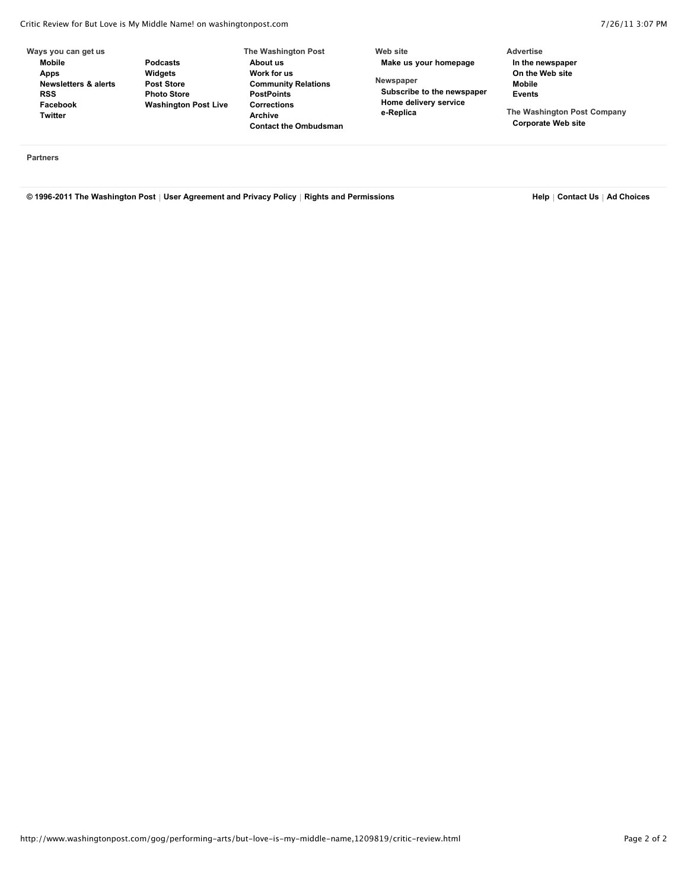**Ways you can get us**
- Mobile
- Apps
- Newsletters & alerts
- RSS
- Facebook
- Twitter
- Podcasts
- Widgets
- Post Store
- Photo Store
- Washington Post Live

**The Washington Post**
- About us
- Work for us
- Community Relations
- PostPoints
- Corrections
- Archive
- Contact the Ombudsman

**Web site**
- Make us your homepage

**Newspaper**
- Subscribe to the newspaper
- Home delivery service
- e-Replica

**Advertise**
- In the newspaper
- On the Web site
- Mobile
- Events

**The Washington Post Company**
- Corporate Web site

**Partners**

**© 1996-2011 The Washington Post** | **User Agreement and Privacy Policy** | **Rights and Permissions**

**Help** | **Contact Us** | **Ad Choices**